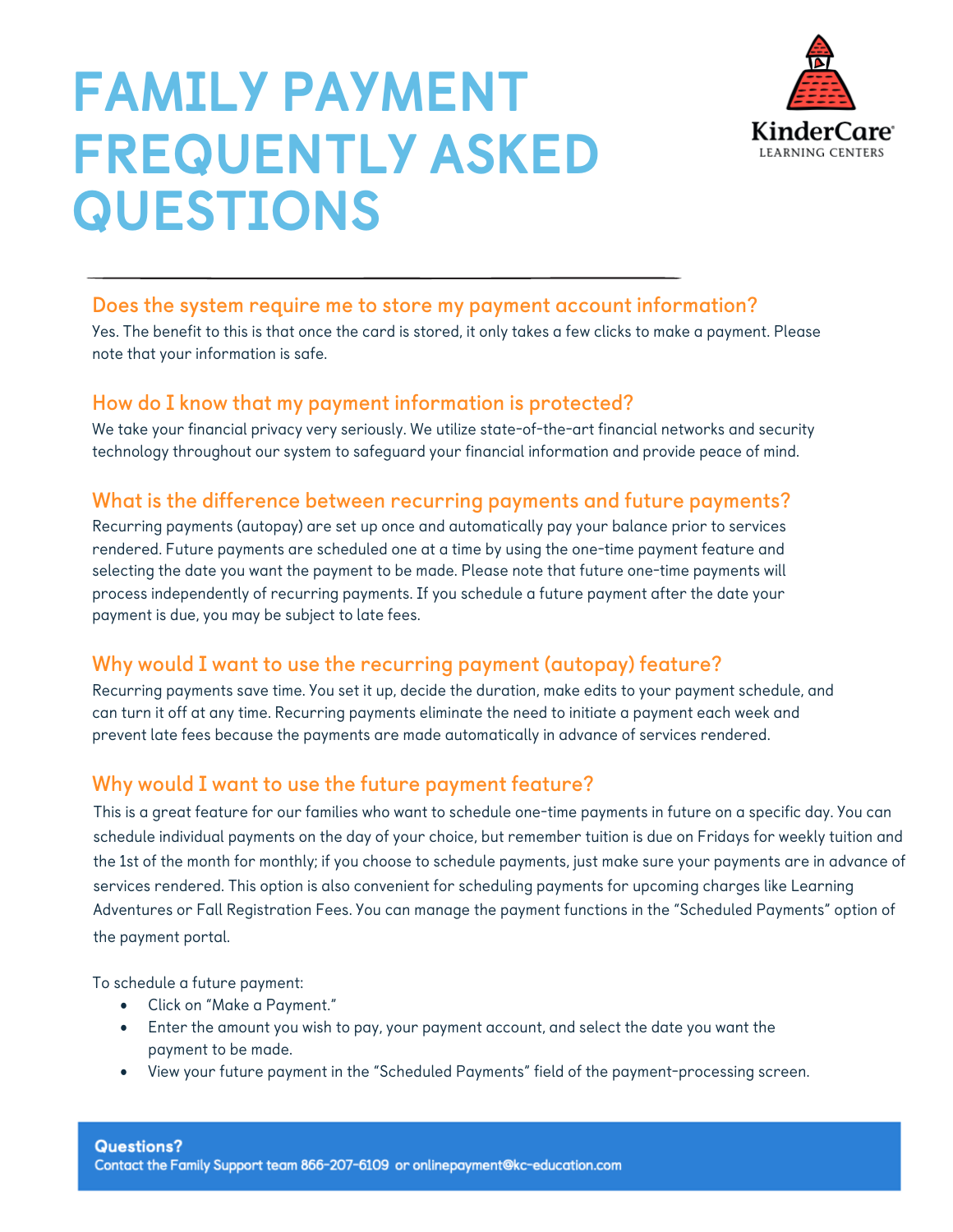# FAMILY PAYMENT FREQUENTLY ASKED QUESTIONS

KinderCare LEARNING CENTERS

---

### Does the system require me to store my payment account information?

Yes. The benefit to this is that once the card is stored, it only takes a few clicks to make a payment. Please note that your information is safe.

### How do I know that my payment information is protected?

We take your financial privacy very seriously. We utilize state-of-the-art financial networks and security technology throughout our system to safeguard your financial information and provide peace of mind.

### What is the difference between recurring payments and future payments?

Recurring payments (autopay) are set up once and automatically pay your balance prior to services rendered. Future payments are scheduled one at a time by using the one-time payment feature and selecting the date you want the payment to be made. Please note that future one-time payments will process independently of recurring payments. If you schedule a future payment after the date your payment is due, you may be subject to late fees.

### Why would I want to use the recurring payment (autopay) feature?

Recurring payments save time. You set it up, decide the duration, make edits to your payment schedule, and can turn it off at any time. Recurring payments eliminate the need to initiate a payment each week and prevent late fees because the payments are made automatically in advance of services rendered.

### Why would I want to use the future payment feature?

This is a great feature for our families who want to schedule one-time payments in future on a specific day. You can schedule individual payments on the day of your choice, but remember tuition is due on Fridays for weekly tuition and the 1st of the month for monthly; if you choose to schedule payments, just make sure your payments are in advance of services rendered. This option is also convenient for scheduling payments for upcoming charges like Learning Adventures or Fall Registration Fees. You can manage the payment functions in the "Scheduled Payments" option of the payment portal.

To schedule a future payment:

- Click on "Make a Payment."
- Enter the amount you wish to pay, your payment account, and select the date you want the payment to be made.
- View your future payment in the "Scheduled Payments" field of the payment-processing screen.

**Questions?**
Contact the Family Support team 866-207-6109 or onlinepayment@kc-education.com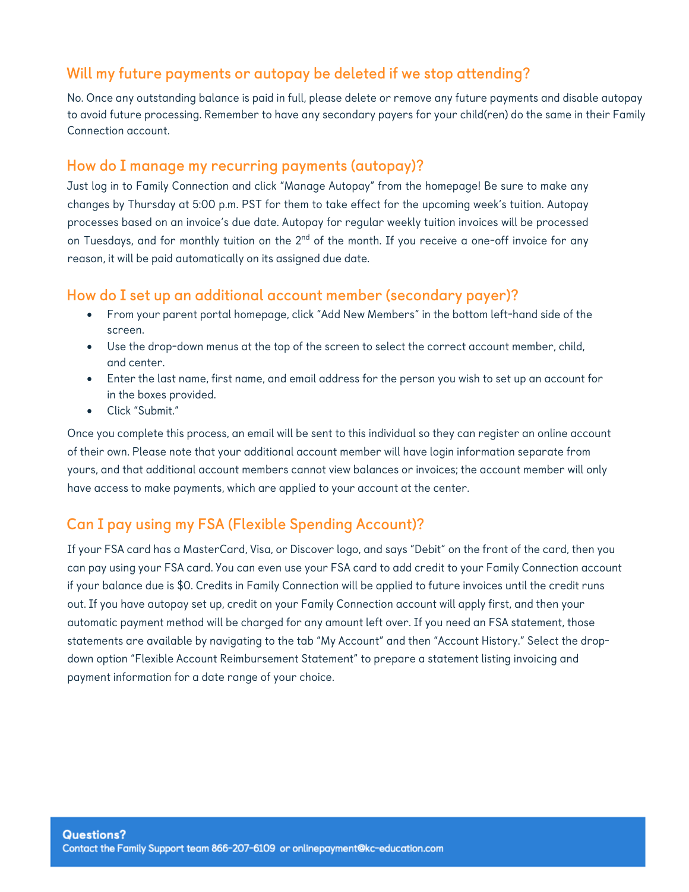## Will my future payments or autopay be deleted if we stop attending?

No. Once any outstanding balance is paid in full, please delete or remove any future payments and disable autopay to avoid future processing. Remember to have any secondary payers for your child(ren) do the same in their Family Connection account.

## How do I manage my recurring payments (autopay)?

Just log in to Family Connection and click "Manage Autopay" from the homepage! Be sure to make any changes by Thursday at 5:00 p.m. PST for them to take effect for the upcoming week's tuition. Autopay processes based on an invoice's due date. Autopay for regular weekly tuition invoices will be processed on Tuesdays, and for monthly tuition on the 2nd of the month. If you receive a one-off invoice for any reason, it will be paid automatically on its assigned due date.

## How do I set up an additional account member (secondary payer)?

- From your parent portal homepage, click "Add New Members" in the bottom left-hand side of the screen.
- Use the drop-down menus at the top of the screen to select the correct account member, child, and center.
- Enter the last name, first name, and email address for the person you wish to set up an account for in the boxes provided.
- Click "Submit."

Once you complete this process, an email will be sent to this individual so they can register an online account of their own. Please note that your additional account member will have login information separate from yours, and that additional account members cannot view balances or invoices; the account member will only have access to make payments, which are applied to your account at the center.

## Can I pay using my FSA (Flexible Spending Account)?

If your FSA card has a MasterCard, Visa, or Discover logo, and says "Debit" on the front of the card, then you can pay using your FSA card. You can even use your FSA card to add credit to your Family Connection account if your balance due is $0. Credits in Family Connection will be applied to future invoices until the credit runs out. If you have autopay set up, credit on your Family Connection account will apply first, and then your automatic payment method will be charged for any amount left over. If you need an FSA statement, those statements are available by navigating to the tab "My Account" and then "Account History." Select the drop-down option "Flexible Account Reimbursement Statement" to prepare a statement listing invoicing and payment information for a date range of your choice.

**Questions?**
Contact the Family Support team 866-207-6109 or onlinepayment@kc-education.com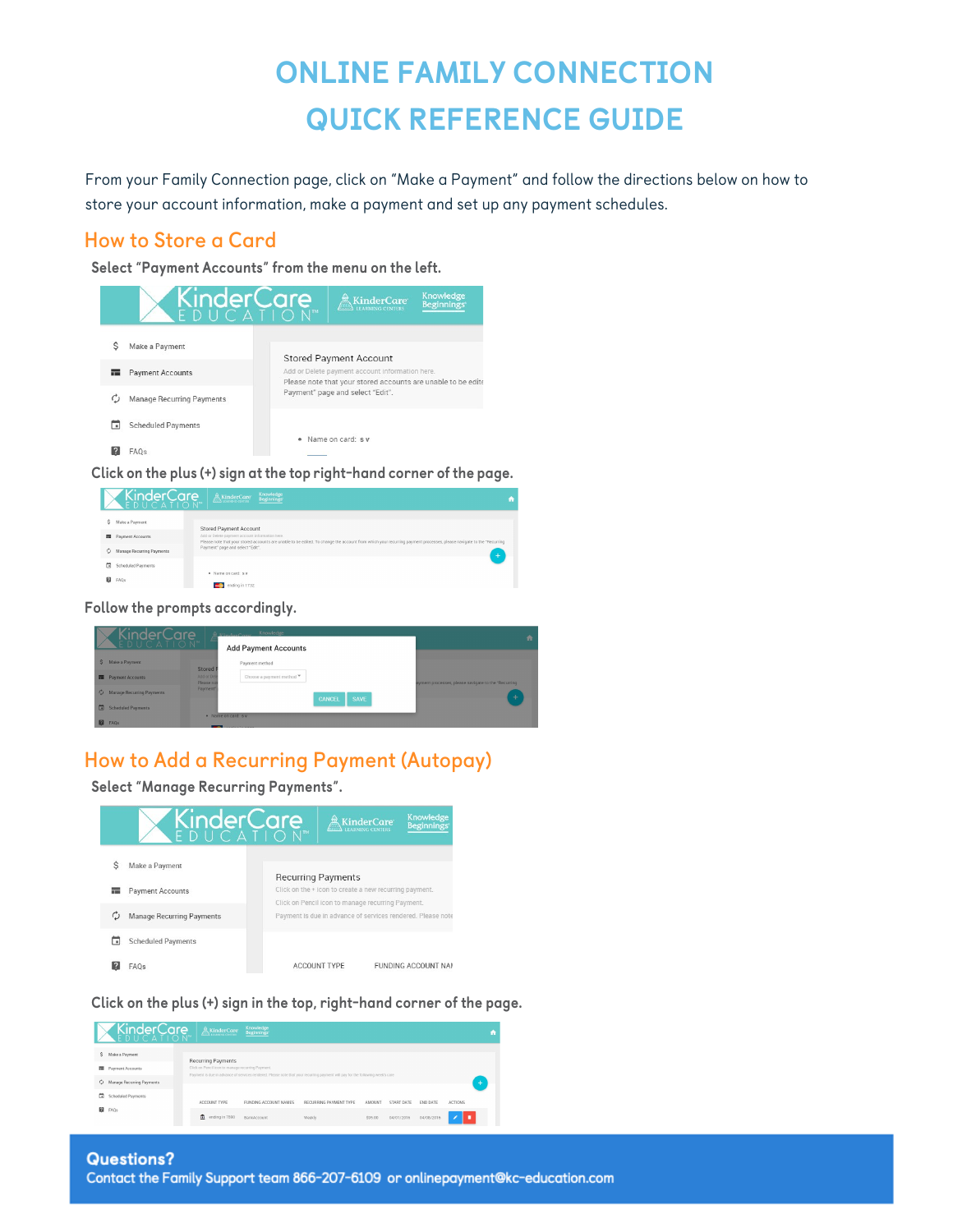# ONLINE FAMILY CONNECTION QUICK REFERENCE GUIDE

From your Family Connection page, click on "Make a Payment" and follow the directions below on how to store your account information, make a payment and set up any payment schedules.

## How to Store a Card

**Select "Payment Accounts" from the menu on the left.**

**Click on the plus (+) sign at the top right-hand corner of the page.**

**Follow the prompts accordingly.**

## How to Add a Recurring Payment (Autopay)

**Select "Manage Recurring Payments".**

**Click on the plus (+) sign in the top, right-hand corner of the page.**

**Questions?**
**Contact the Family Support team 866-207-6109 or onlinepayment@kc-education.com**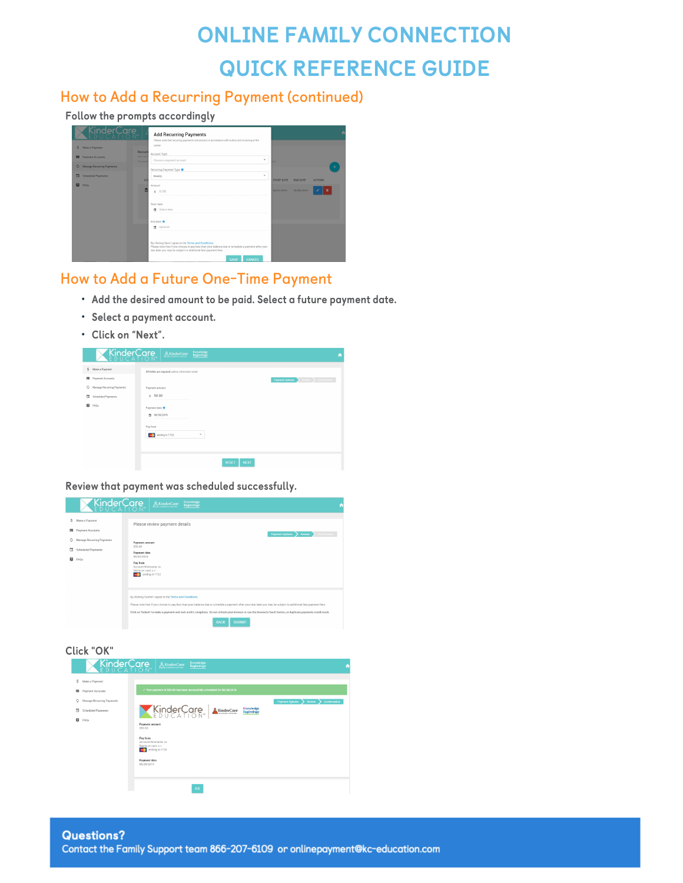# ONLINE FAMILY CONNECTION

# QUICK REFERENCE GUIDE

## How to Add a Recurring Payment (continued)

Follow the prompts accordingly

## How to Add a Future One-Time Payment

- Add the desired amount to be paid. Select a future payment date.
- Select a payment account.
- Click on "Next".

Review that payment was scheduled successfully.

Click "OK"

**Questions?**

Contact the Family Support team 866-207-6109 or onlinepayment@kc-education.com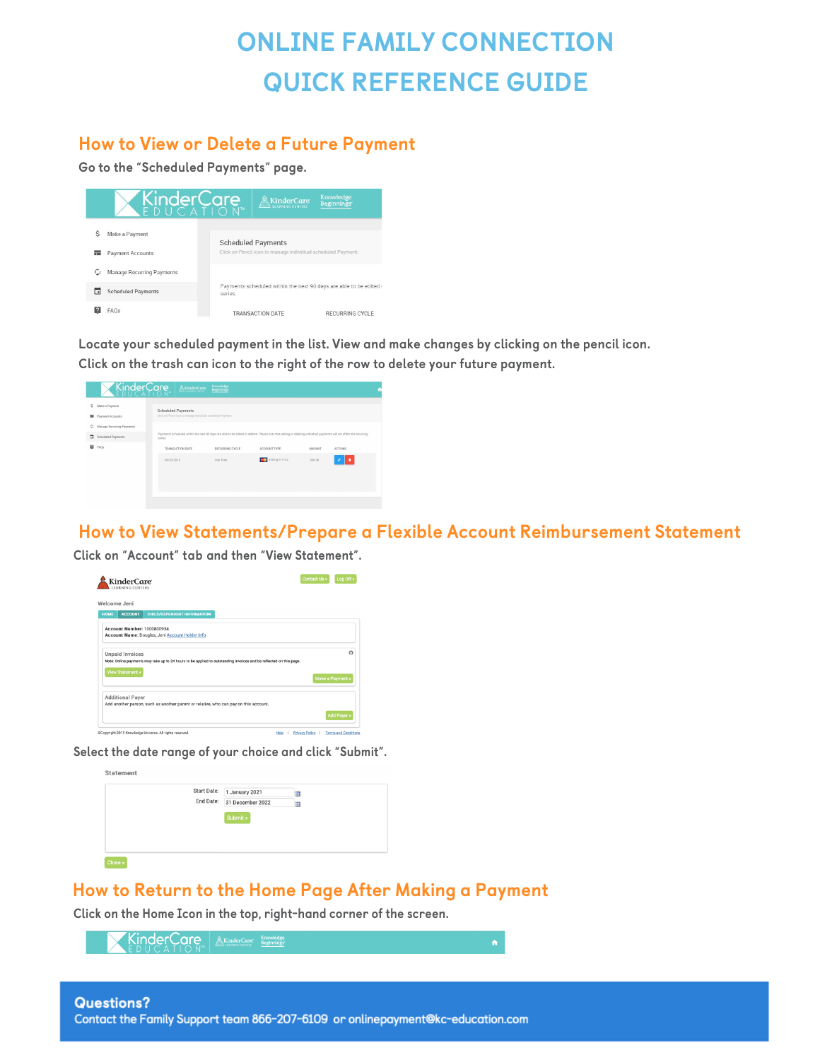# ONLINE FAMILY CONNECTION
# QUICK REFERENCE GUIDE

## How to View or Delete a Future Payment

Go to the "Scheduled Payments" page.

Locate your scheduled payment in the list. View and make changes by clicking on the pencil icon.
Click on the trash can icon to the right of the row to delete your future payment.

## How to View Statements/Prepare a Flexible Account Reimbursement Statement

Click on "Account" tab and then "View Statement".

Select the date range of your choice and click "Submit".

## How to Return to the Home Page After Making a Payment

Click on the Home Icon in the top, right-hand corner of the screen.

**Questions?**
Contact the Family Support team 866-207-6109 or onlinepayment@kc-education.com